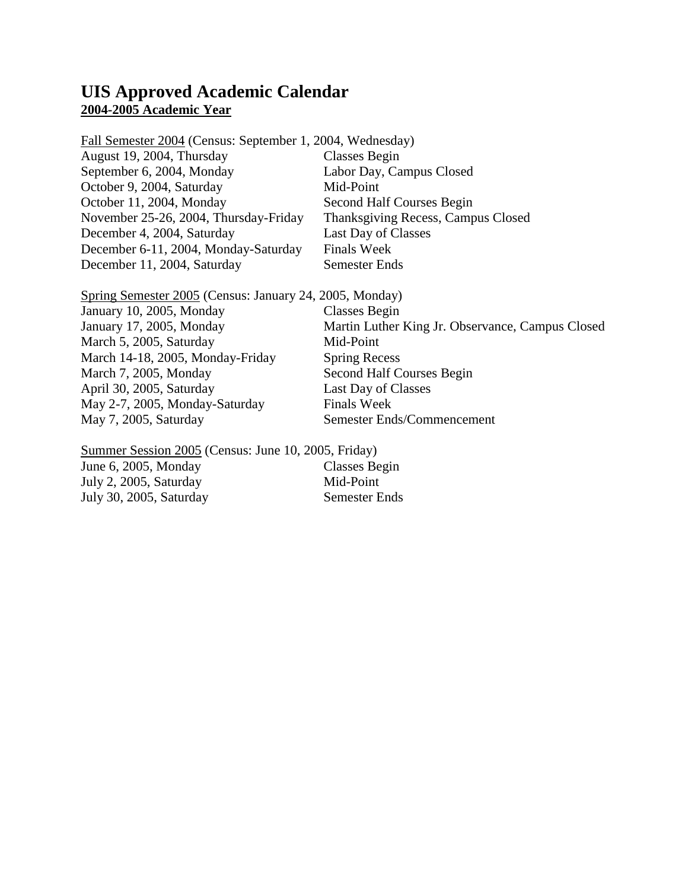# UIS Approved Academic Calendar

**<u>2004-2005 Academic Year</u>**

<u>Fall Semester 2004</u> (Census: September 1, 2004, Wednesday)

| | |
|---|---|
| August 19, 2004, Thursday | Classes Begin |
| September 6, 2004, Monday | Labor Day, Campus Closed |
| October 9, 2004, Saturday | Mid-Point |
| October 11, 2004, Monday | Second Half Courses Begin |
| November 25-26, 2004, Thursday-Friday | Thanksgiving Recess, Campus Closed |
| December 4, 2004, Saturday | Last Day of Classes |
| December 6-11, 2004, Monday-Saturday | Finals Week |
| December 11, 2004, Saturday | Semester Ends |

<u>Spring Semester 2005</u> (Census: January 24, 2005, Monday)

| | |
|---|---|
| January 10, 2005, Monday | Classes Begin |
| January 17, 2005, Monday | Martin Luther King Jr. Observance, Campus Closed |
| March 5, 2005, Saturday | Mid-Point |
| March 14-18, 2005, Monday-Friday | Spring Recess |
| March 7, 2005, Monday | Second Half Courses Begin |
| April 30, 2005, Saturday | Last Day of Classes |
| May 2-7, 2005, Monday-Saturday | Finals Week |
| May 7, 2005, Saturday | Semester Ends/Commencement |

<u>Summer Session 2005</u> (Census: June 10, 2005, Friday)

| | |
|---|---|
| June 6, 2005, Monday | Classes Begin |
| July 2, 2005, Saturday | Mid-Point |
| July 30, 2005, Saturday | Semester Ends |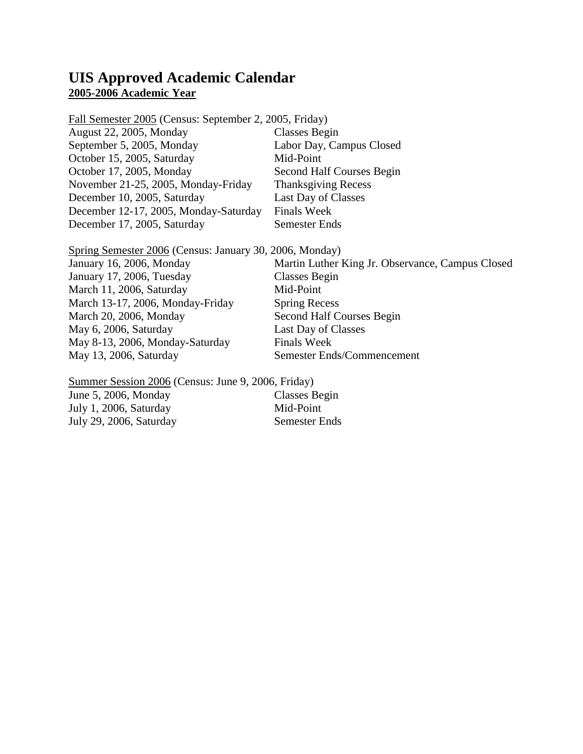# UIS Approved Academic Calendar

## 2005-2006 Academic Year

Fall Semester 2005 (Census: September 2, 2005, Friday)

| | |
|---|---|
| August 22, 2005, Monday | Classes Begin |
| September 5, 2005, Monday | Labor Day, Campus Closed |
| October 15, 2005, Saturday | Mid-Point |
| October 17, 2005, Monday | Second Half Courses Begin |
| November 21-25, 2005, Monday-Friday | Thanksgiving Recess |
| December 10, 2005, Saturday | Last Day of Classes |
| December 12-17, 2005, Monday-Saturday | Finals Week |
| December 17, 2005, Saturday | Semester Ends |

Spring Semester 2006 (Census: January 30, 2006, Monday)

| | |
|---|---|
| January 16, 2006, Monday | Martin Luther King Jr. Observance, Campus Closed |
| January 17, 2006, Tuesday | Classes Begin |
| March 11, 2006, Saturday | Mid-Point |
| March 13-17, 2006, Monday-Friday | Spring Recess |
| March 20, 2006, Monday | Second Half Courses Begin |
| May 6, 2006, Saturday | Last Day of Classes |
| May 8-13, 2006, Monday-Saturday | Finals Week |
| May 13, 2006, Saturday | Semester Ends/Commencement |

Summer Session 2006 (Census: June 9, 2006, Friday)

| | |
|---|---|
| June 5, 2006, Monday | Classes Begin |
| July 1, 2006, Saturday | Mid-Point |
| July 29, 2006, Saturday | Semester Ends |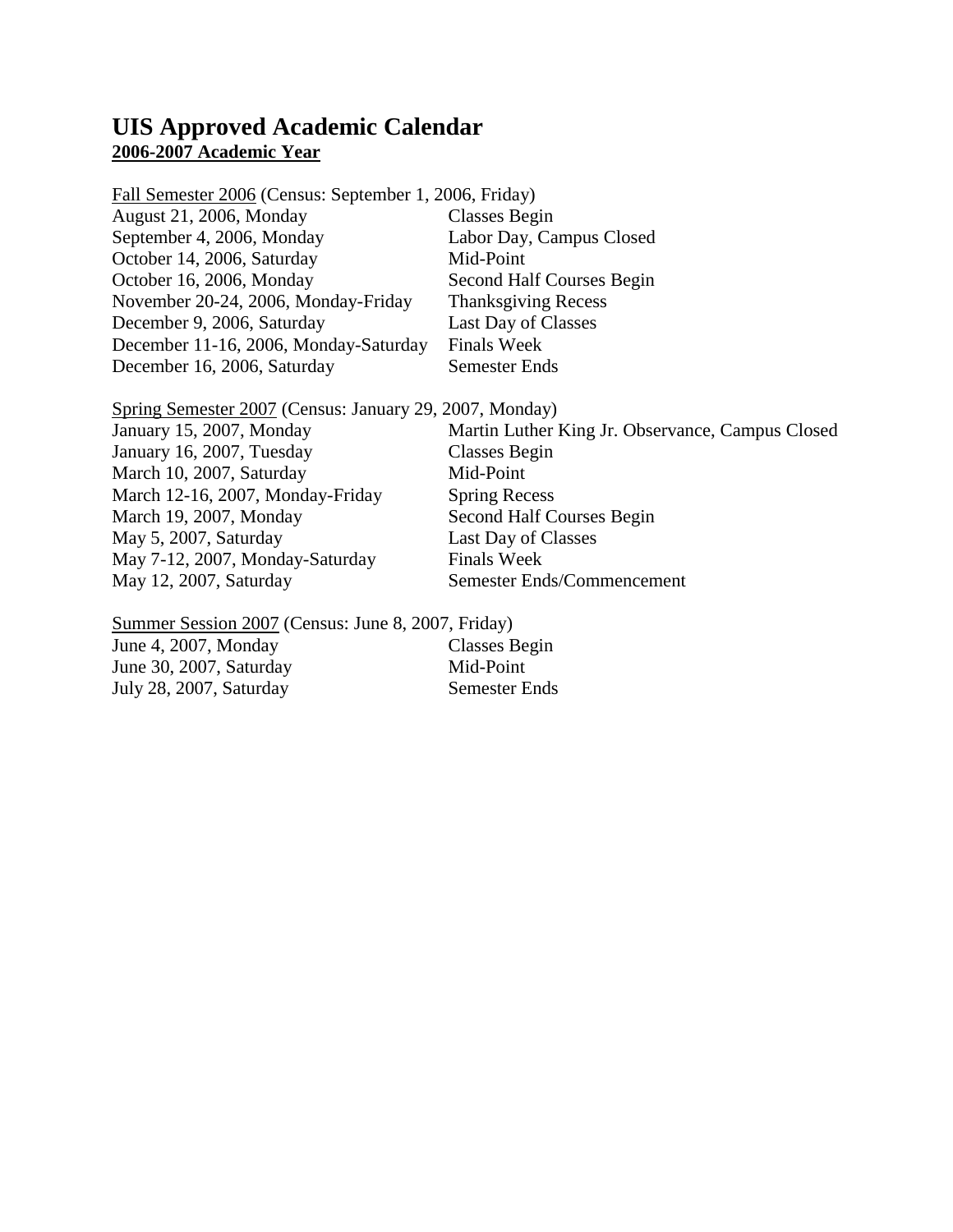# UIS Approved Academic Calendar

**2006-2007 Academic Year**

Fall Semester 2006 (Census: September 1, 2006, Friday)

| | |
|---|---|
| August 21, 2006, Monday | Classes Begin |
| September 4, 2006, Monday | Labor Day, Campus Closed |
| October 14, 2006, Saturday | Mid-Point |
| October 16, 2006, Monday | Second Half Courses Begin |
| November 20-24, 2006, Monday-Friday | Thanksgiving Recess |
| December 9, 2006, Saturday | Last Day of Classes |
| December 11-16, 2006, Monday-Saturday | Finals Week |
| December 16, 2006, Saturday | Semester Ends |

Spring Semester 2007 (Census: January 29, 2007, Monday)

| | |
|---|---|
| January 15, 2007, Monday | Martin Luther King Jr. Observance, Campus Closed |
| January 16, 2007, Tuesday | Classes Begin |
| March 10, 2007, Saturday | Mid-Point |
| March 12-16, 2007, Monday-Friday | Spring Recess |
| March 19, 2007, Monday | Second Half Courses Begin |
| May 5, 2007, Saturday | Last Day of Classes |
| May 7-12, 2007, Monday-Saturday | Finals Week |
| May 12, 2007, Saturday | Semester Ends/Commencement |

Summer Session 2007 (Census: June 8, 2007, Friday)

| | |
|---|---|
| June 4, 2007, Monday | Classes Begin |
| June 30, 2007, Saturday | Mid-Point |
| July 28, 2007, Saturday | Semester Ends |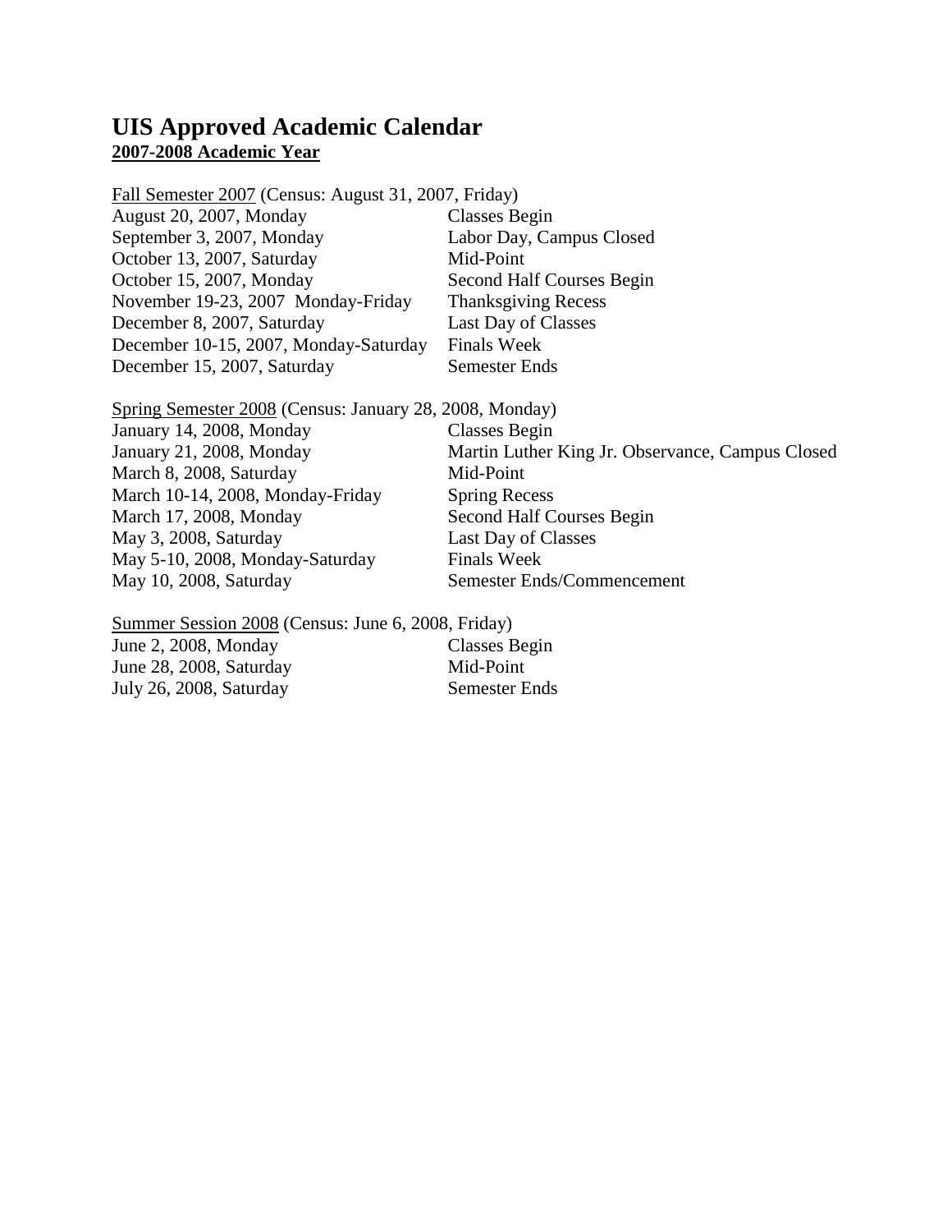# UIS Approved Academic Calendar

**2007-2008 Academic Year**

Fall Semester 2007 (Census: August 31, 2007, Friday)

| | |
|---|---|
| August 20, 2007, Monday | Classes Begin |
| September 3, 2007, Monday | Labor Day, Campus Closed |
| October 13, 2007, Saturday | Mid-Point |
| October 15, 2007, Monday | Second Half Courses Begin |
| November 19-23, 2007 Monday-Friday | Thanksgiving Recess |
| December 8, 2007, Saturday | Last Day of Classes |
| December 10-15, 2007, Monday-Saturday | Finals Week |
| December 15, 2007, Saturday | Semester Ends |

Spring Semester 2008 (Census: January 28, 2008, Monday)

| | |
|---|---|
| January 14, 2008, Monday | Classes Begin |
| January 21, 2008, Monday | Martin Luther King Jr. Observance, Campus Closed |
| March 8, 2008, Saturday | Mid-Point |
| March 10-14, 2008, Monday-Friday | Spring Recess |
| March 17, 2008, Monday | Second Half Courses Begin |
| May 3, 2008, Saturday | Last Day of Classes |
| May 5-10, 2008, Monday-Saturday | Finals Week |
| May 10, 2008, Saturday | Semester Ends/Commencement |

Summer Session 2008 (Census: June 6, 2008, Friday)

| | |
|---|---|
| June 2, 2008, Monday | Classes Begin |
| June 28, 2008, Saturday | Mid-Point |
| July 26, 2008, Saturday | Semester Ends |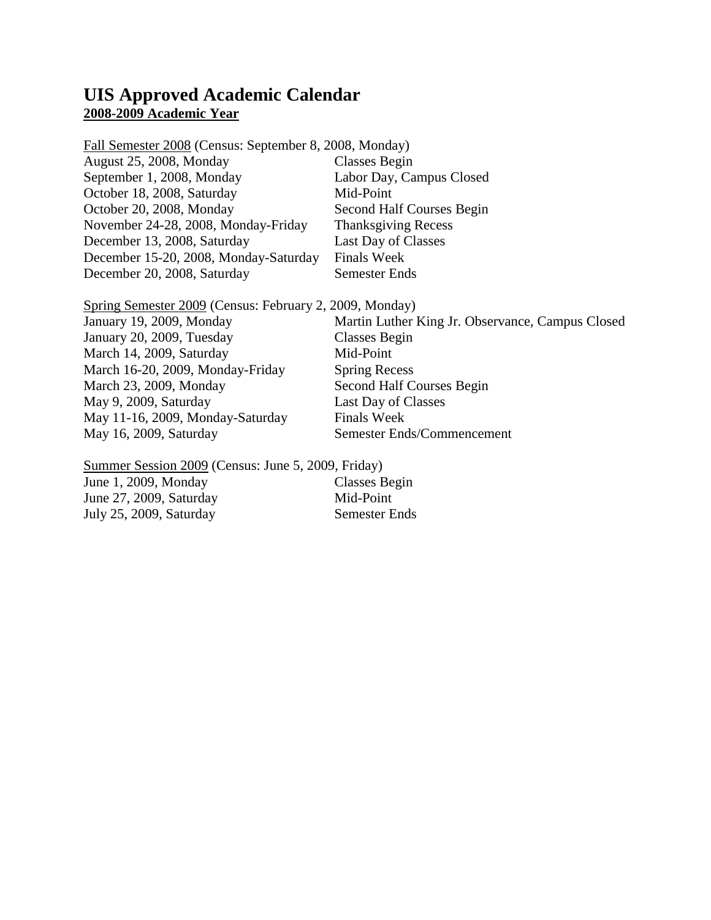# UIS Approved Academic Calendar

**2008-2009 Academic Year**

Fall Semester 2008 (Census: September 8, 2008, Monday)

| | |
|---|---|
| August 25, 2008, Monday | Classes Begin |
| September 1, 2008, Monday | Labor Day, Campus Closed |
| October 18, 2008, Saturday | Mid-Point |
| October 20, 2008, Monday | Second Half Courses Begin |
| November 24-28, 2008, Monday-Friday | Thanksgiving Recess |
| December 13, 2008, Saturday | Last Day of Classes |
| December 15-20, 2008, Monday-Saturday | Finals Week |
| December 20, 2008, Saturday | Semester Ends |

Spring Semester 2009 (Census: February 2, 2009, Monday)

| | |
|---|---|
| January 19, 2009, Monday | Martin Luther King Jr. Observance, Campus Closed |
| January 20, 2009, Tuesday | Classes Begin |
| March 14, 2009, Saturday | Mid-Point |
| March 16-20, 2009, Monday-Friday | Spring Recess |
| March 23, 2009, Monday | Second Half Courses Begin |
| May 9, 2009, Saturday | Last Day of Classes |
| May 11-16, 2009, Monday-Saturday | Finals Week |
| May 16, 2009, Saturday | Semester Ends/Commencement |

Summer Session 2009 (Census: June 5, 2009, Friday)

| | |
|---|---|
| June 1, 2009, Monday | Classes Begin |
| June 27, 2009, Saturday | Mid-Point |
| July 25, 2009, Saturday | Semester Ends |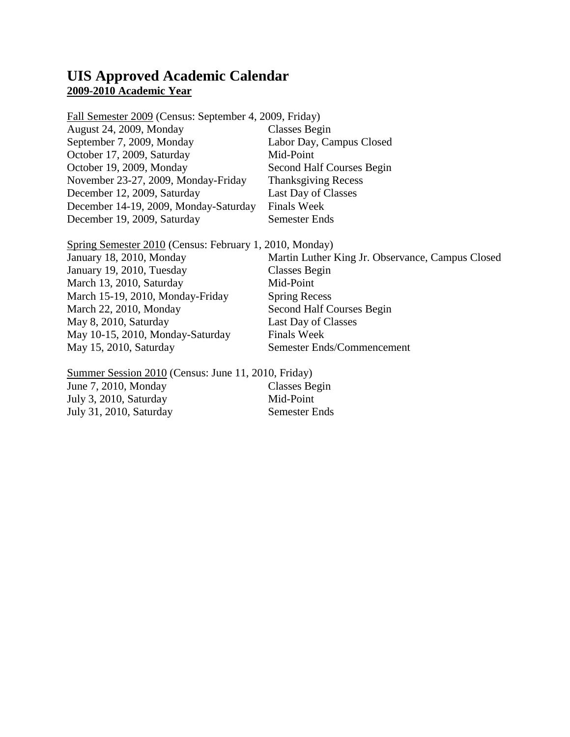# UIS Approved Academic Calendar

**2009-2010 Academic Year**

Fall Semester 2009 (Census: September 4, 2009, Friday)

| | |
|---|---|
| August 24, 2009, Monday | Classes Begin |
| September 7, 2009, Monday | Labor Day, Campus Closed |
| October 17, 2009, Saturday | Mid-Point |
| October 19, 2009, Monday | Second Half Courses Begin |
| November 23-27, 2009, Monday-Friday | Thanksgiving Recess |
| December 12, 2009, Saturday | Last Day of Classes |
| December 14-19, 2009, Monday-Saturday | Finals Week |
| December 19, 2009, Saturday | Semester Ends |

Spring Semester 2010 (Census: February 1, 2010, Monday)

| | |
|---|---|
| January 18, 2010, Monday | Martin Luther King Jr. Observance, Campus Closed |
| January 19, 2010, Tuesday | Classes Begin |
| March 13, 2010, Saturday | Mid-Point |
| March 15-19, 2010, Monday-Friday | Spring Recess |
| March 22, 2010, Monday | Second Half Courses Begin |
| May 8, 2010, Saturday | Last Day of Classes |
| May 10-15, 2010, Monday-Saturday | Finals Week |
| May 15, 2010, Saturday | Semester Ends/Commencement |

Summer Session 2010 (Census: June 11, 2010, Friday)

| | |
|---|---|
| June 7, 2010, Monday | Classes Begin |
| July 3, 2010, Saturday | Mid-Point |
| July 31, 2010, Saturday | Semester Ends |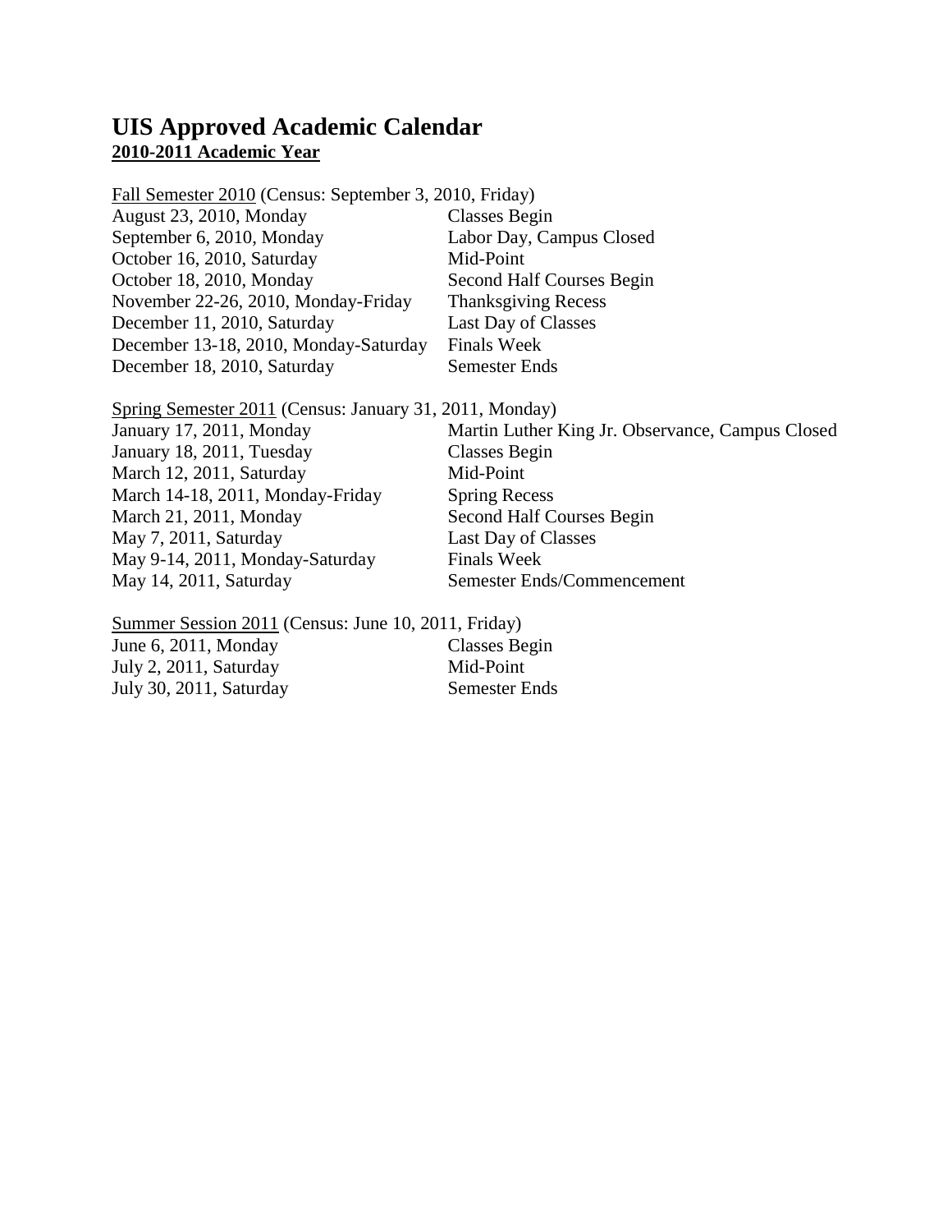# UIS Approved Academic Calendar

**2010-2011 Academic Year**

Fall Semester 2010 (Census: September 3, 2010, Friday)

| | |
|---|---|
| August 23, 2010, Monday | Classes Begin |
| September 6, 2010, Monday | Labor Day, Campus Closed |
| October 16, 2010, Saturday | Mid-Point |
| October 18, 2010, Monday | Second Half Courses Begin |
| November 22-26, 2010, Monday-Friday | Thanksgiving Recess |
| December 11, 2010, Saturday | Last Day of Classes |
| December 13-18, 2010, Monday-Saturday | Finals Week |
| December 18, 2010, Saturday | Semester Ends |

Spring Semester 2011 (Census: January 31, 2011, Monday)

| | |
|---|---|
| January 17, 2011, Monday | Martin Luther King Jr. Observance, Campus Closed |
| January 18, 2011, Tuesday | Classes Begin |
| March 12, 2011, Saturday | Mid-Point |
| March 14-18, 2011, Monday-Friday | Spring Recess |
| March 21, 2011, Monday | Second Half Courses Begin |
| May 7, 2011, Saturday | Last Day of Classes |
| May 9-14, 2011, Monday-Saturday | Finals Week |
| May 14, 2011, Saturday | Semester Ends/Commencement |

Summer Session 2011 (Census: June 10, 2011, Friday)

| | |
|---|---|
| June 6, 2011, Monday | Classes Begin |
| July 2, 2011, Saturday | Mid-Point |
| July 30, 2011, Saturday | Semester Ends |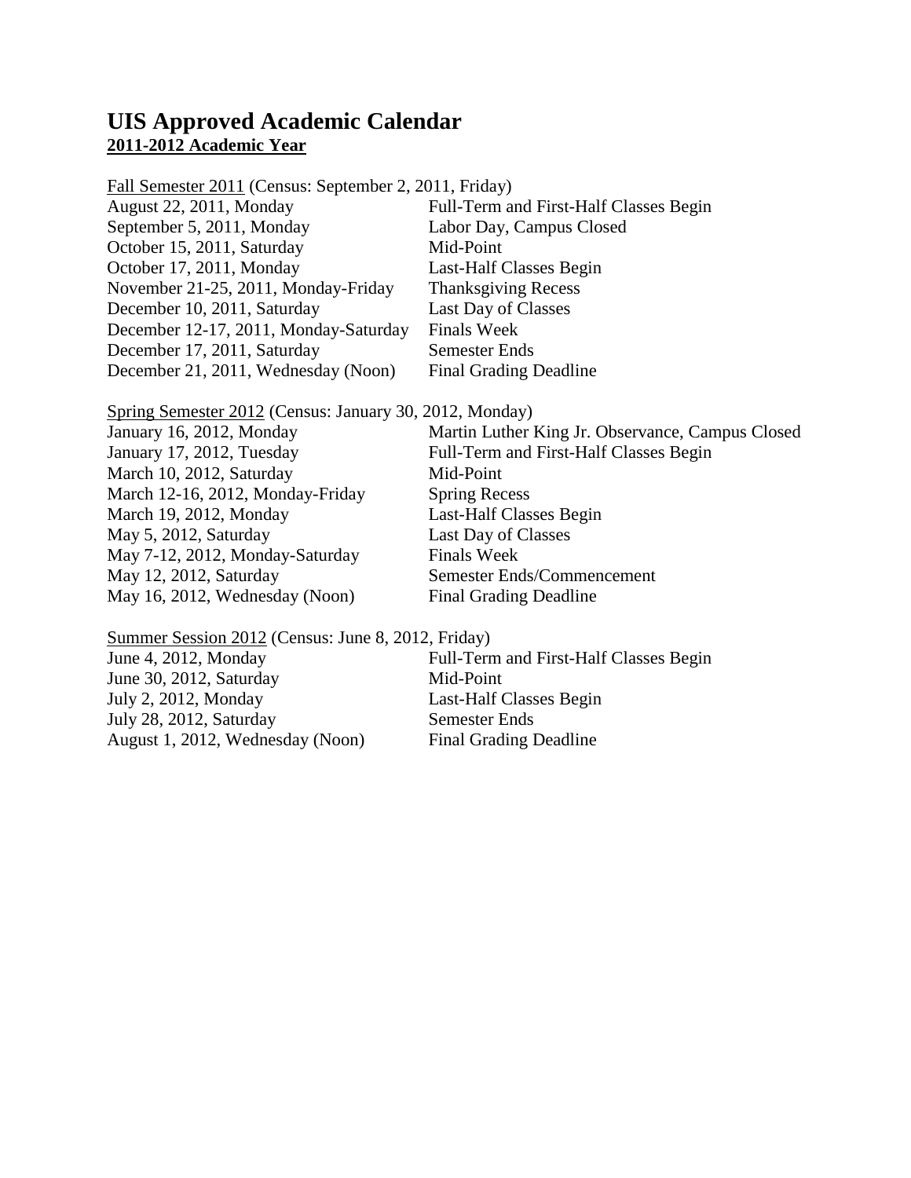# UIS Approved Academic Calendar

**2011-2012 Academic Year**

Fall Semester 2011 (Census: September 2, 2011, Friday)

| | |
|---|---|
| August 22, 2011, Monday | Full-Term and First-Half Classes Begin |
| September 5, 2011, Monday | Labor Day, Campus Closed |
| October 15, 2011, Saturday | Mid-Point |
| October 17, 2011, Monday | Last-Half Classes Begin |
| November 21-25, 2011, Monday-Friday | Thanksgiving Recess |
| December 10, 2011, Saturday | Last Day of Classes |
| December 12-17, 2011, Monday-Saturday | Finals Week |
| December 17, 2011, Saturday | Semester Ends |
| December 21, 2011, Wednesday (Noon) | Final Grading Deadline |

Spring Semester 2012 (Census: January 30, 2012, Monday)

| | |
|---|---|
| January 16, 2012, Monday | Martin Luther King Jr. Observance, Campus Closed |
| January 17, 2012, Tuesday | Full-Term and First-Half Classes Begin |
| March 10, 2012, Saturday | Mid-Point |
| March 12-16, 2012, Monday-Friday | Spring Recess |
| March 19, 2012, Monday | Last-Half Classes Begin |
| May 5, 2012, Saturday | Last Day of Classes |
| May 7-12, 2012, Monday-Saturday | Finals Week |
| May 12, 2012, Saturday | Semester Ends/Commencement |
| May 16, 2012, Wednesday (Noon) | Final Grading Deadline |

Summer Session 2012 (Census: June 8, 2012, Friday)

| | |
|---|---|
| June 4, 2012, Monday | Full-Term and First-Half Classes Begin |
| June 30, 2012, Saturday | Mid-Point |
| July 2, 2012, Monday | Last-Half Classes Begin |
| July 28, 2012, Saturday | Semester Ends |
| August 1, 2012, Wednesday (Noon) | Final Grading Deadline |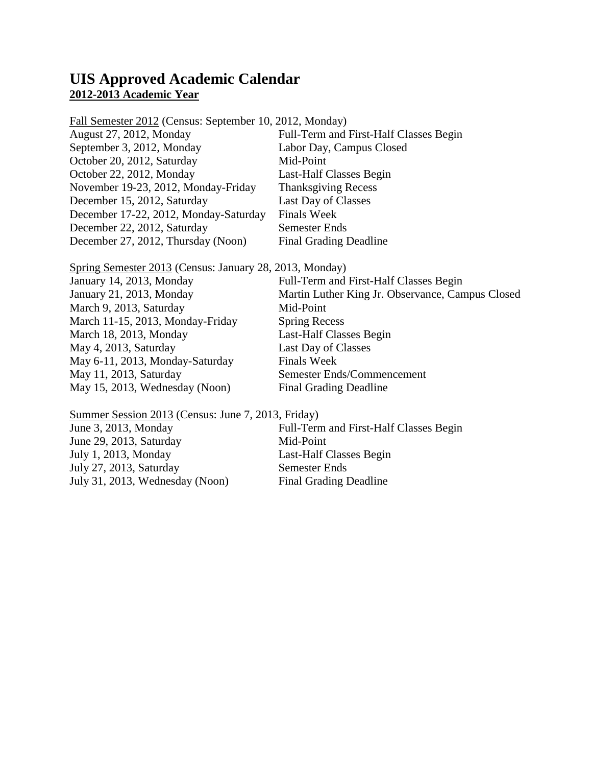# UIS Approved Academic Calendar

## 2012-2013 Academic Year

Fall Semester 2012 (Census: September 10, 2012, Monday)

| | |
|---|---|
| August 27, 2012, Monday | Full-Term and First-Half Classes Begin |
| September 3, 2012, Monday | Labor Day, Campus Closed |
| October 20, 2012, Saturday | Mid-Point |
| October 22, 2012, Monday | Last-Half Classes Begin |
| November 19-23, 2012, Monday-Friday | Thanksgiving Recess |
| December 15, 2012, Saturday | Last Day of Classes |
| December 17-22, 2012, Monday-Saturday | Finals Week |
| December 22, 2012, Saturday | Semester Ends |
| December 27, 2012, Thursday (Noon) | Final Grading Deadline |

Spring Semester 2013 (Census: January 28, 2013, Monday)

| | |
|---|---|
| January 14, 2013, Monday | Full-Term and First-Half Classes Begin |
| January 21, 2013, Monday | Martin Luther King Jr. Observance, Campus Closed |
| March 9, 2013, Saturday | Mid-Point |
| March 11-15, 2013, Monday-Friday | Spring Recess |
| March 18, 2013, Monday | Last-Half Classes Begin |
| May 4, 2013, Saturday | Last Day of Classes |
| May 6-11, 2013, Monday-Saturday | Finals Week |
| May 11, 2013, Saturday | Semester Ends/Commencement |
| May 15, 2013, Wednesday (Noon) | Final Grading Deadline |

Summer Session 2013 (Census: June 7, 2013, Friday)

| | |
|---|---|
| June 3, 2013, Monday | Full-Term and First-Half Classes Begin |
| June 29, 2013, Saturday | Mid-Point |
| July 1, 2013, Monday | Last-Half Classes Begin |
| July 27, 2013, Saturday | Semester Ends |
| July 31, 2013, Wednesday (Noon) | Final Grading Deadline |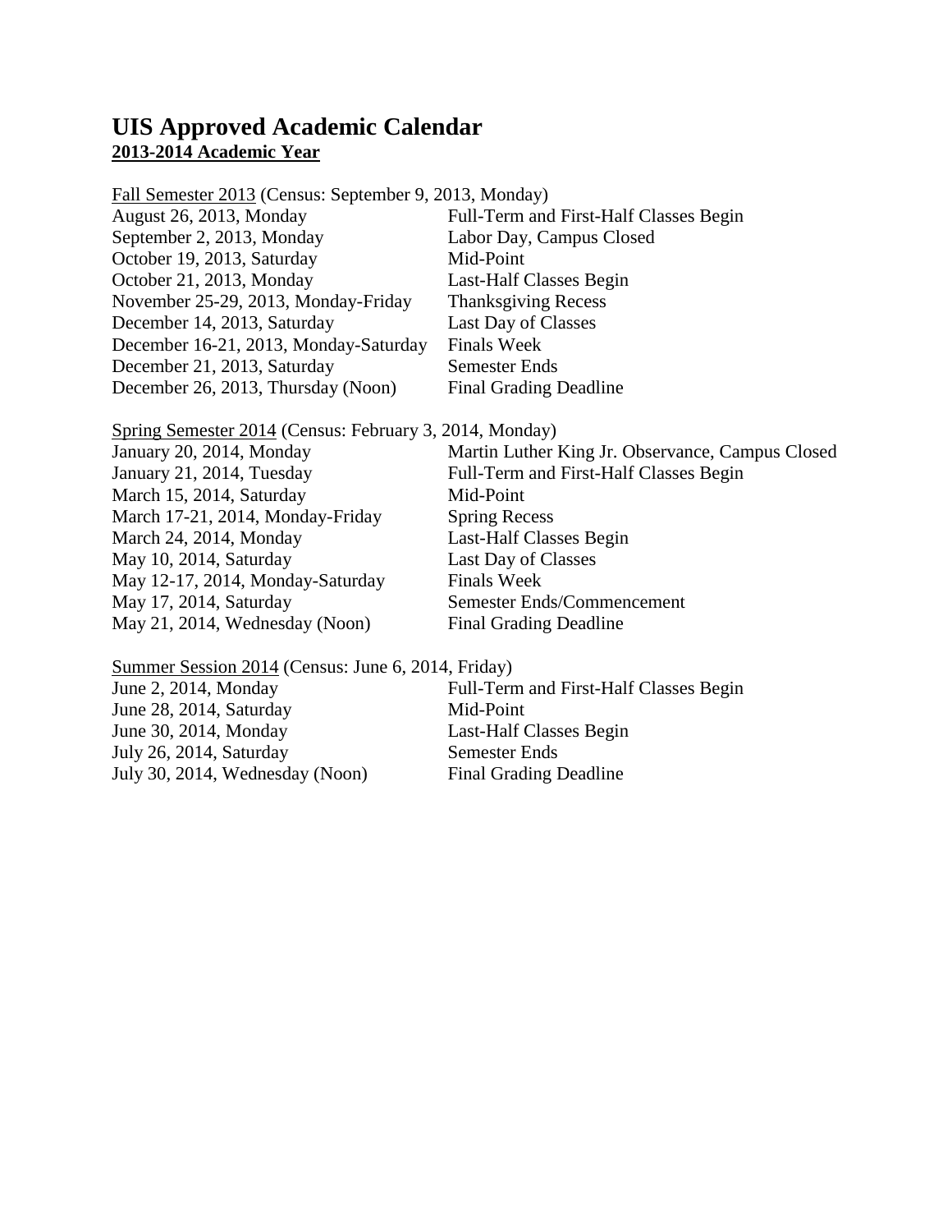# UIS Approved Academic Calendar

## 2013-2014 Academic Year

Fall Semester 2013 (Census: September 9, 2013, Monday)

| | |
|---|---|
| August 26, 2013, Monday | Full-Term and First-Half Classes Begin |
| September 2, 2013, Monday | Labor Day, Campus Closed |
| October 19, 2013, Saturday | Mid-Point |
| October 21, 2013, Monday | Last-Half Classes Begin |
| November 25-29, 2013, Monday-Friday | Thanksgiving Recess |
| December 14, 2013, Saturday | Last Day of Classes |
| December 16-21, 2013, Monday-Saturday | Finals Week |
| December 21, 2013, Saturday | Semester Ends |
| December 26, 2013, Thursday (Noon) | Final Grading Deadline |

Spring Semester 2014 (Census: February 3, 2014, Monday)

| | |
|---|---|
| January 20, 2014, Monday | Martin Luther King Jr. Observance, Campus Closed |
| January 21, 2014, Tuesday | Full-Term and First-Half Classes Begin |
| March 15, 2014, Saturday | Mid-Point |
| March 17-21, 2014, Monday-Friday | Spring Recess |
| March 24, 2014, Monday | Last-Half Classes Begin |
| May 10, 2014, Saturday | Last Day of Classes |
| May 12-17, 2014, Monday-Saturday | Finals Week |
| May 17, 2014, Saturday | Semester Ends/Commencement |
| May 21, 2014, Wednesday (Noon) | Final Grading Deadline |

Summer Session 2014 (Census: June 6, 2014, Friday)

| | |
|---|---|
| June 2, 2014, Monday | Full-Term and First-Half Classes Begin |
| June 28, 2014, Saturday | Mid-Point |
| June 30, 2014, Monday | Last-Half Classes Begin |
| July 26, 2014, Saturday | Semester Ends |
| July 30, 2014, Wednesday (Noon) | Final Grading Deadline |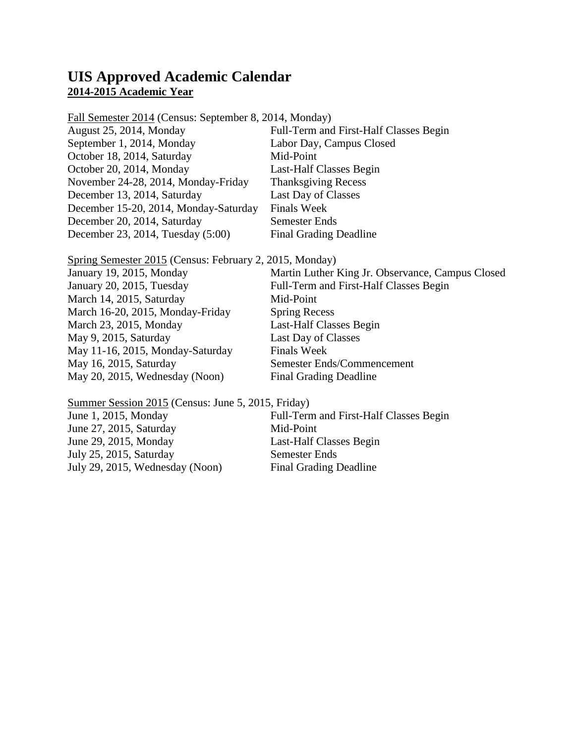# UIS Approved Academic Calendar

**2014-2015 Academic Year**

Fall Semester 2014 (Census: September 8, 2014, Monday)

| | |
|---|---|
| August 25, 2014, Monday | Full-Term and First-Half Classes Begin |
| September 1, 2014, Monday | Labor Day, Campus Closed |
| October 18, 2014, Saturday | Mid-Point |
| October 20, 2014, Monday | Last-Half Classes Begin |
| November 24-28, 2014, Monday-Friday | Thanksgiving Recess |
| December 13, 2014, Saturday | Last Day of Classes |
| December 15-20, 2014, Monday-Saturday | Finals Week |
| December 20, 2014, Saturday | Semester Ends |
| December 23, 2014, Tuesday (5:00) | Final Grading Deadline |

Spring Semester 2015 (Census: February 2, 2015, Monday)

| | |
|---|---|
| January 19, 2015, Monday | Martin Luther King Jr. Observance, Campus Closed |
| January 20, 2015, Tuesday | Full-Term and First-Half Classes Begin |
| March 14, 2015, Saturday | Mid-Point |
| March 16-20, 2015, Monday-Friday | Spring Recess |
| March 23, 2015, Monday | Last-Half Classes Begin |
| May 9, 2015, Saturday | Last Day of Classes |
| May 11-16, 2015, Monday-Saturday | Finals Week |
| May 16, 2015, Saturday | Semester Ends/Commencement |
| May 20, 2015, Wednesday (Noon) | Final Grading Deadline |

Summer Session 2015 (Census: June 5, 2015, Friday)

| | |
|---|---|
| June 1, 2015, Monday | Full-Term and First-Half Classes Begin |
| June 27, 2015, Saturday | Mid-Point |
| June 29, 2015, Monday | Last-Half Classes Begin |
| July 25, 2015, Saturday | Semester Ends |
| July 29, 2015, Wednesday (Noon) | Final Grading Deadline |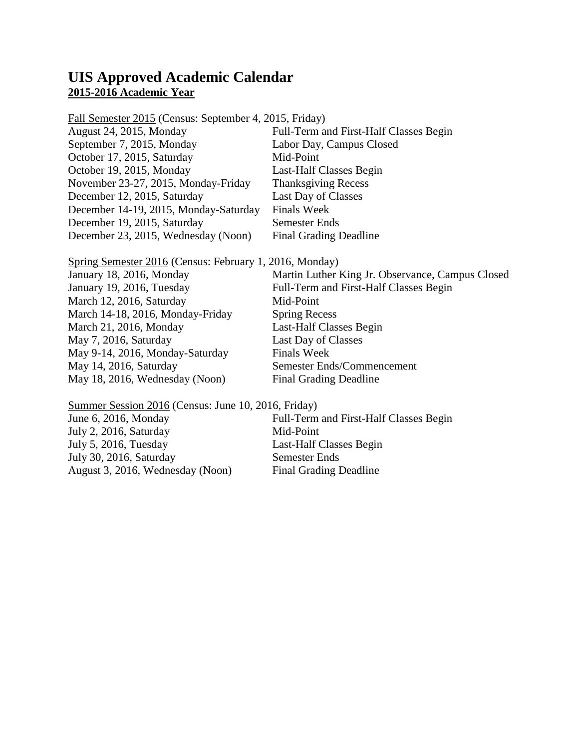# UIS Approved Academic Calendar

**2015-2016 Academic Year**

Fall Semester 2015 (Census: September 4, 2015, Friday)

| | |
|---|---|
| August 24, 2015, Monday | Full-Term and First-Half Classes Begin |
| September 7, 2015, Monday | Labor Day, Campus Closed |
| October 17, 2015, Saturday | Mid-Point |
| October 19, 2015, Monday | Last-Half Classes Begin |
| November 23-27, 2015, Monday-Friday | Thanksgiving Recess |
| December 12, 2015, Saturday | Last Day of Classes |
| December 14-19, 2015, Monday-Saturday | Finals Week |
| December 19, 2015, Saturday | Semester Ends |
| December 23, 2015, Wednesday (Noon) | Final Grading Deadline |

Spring Semester 2016 (Census: February 1, 2016, Monday)

| | |
|---|---|
| January 18, 2016, Monday | Martin Luther King Jr. Observance, Campus Closed |
| January 19, 2016, Tuesday | Full-Term and First-Half Classes Begin |
| March 12, 2016, Saturday | Mid-Point |
| March 14-18, 2016, Monday-Friday | Spring Recess |
| March 21, 2016, Monday | Last-Half Classes Begin |
| May 7, 2016, Saturday | Last Day of Classes |
| May 9-14, 2016, Monday-Saturday | Finals Week |
| May 14, 2016, Saturday | Semester Ends/Commencement |
| May 18, 2016, Wednesday (Noon) | Final Grading Deadline |

Summer Session 2016 (Census: June 10, 2016, Friday)

| | |
|---|---|
| June 6, 2016, Monday | Full-Term and First-Half Classes Begin |
| July 2, 2016, Saturday | Mid-Point |
| July 5, 2016, Tuesday | Last-Half Classes Begin |
| July 30, 2016, Saturday | Semester Ends |
| August 3, 2016, Wednesday (Noon) | Final Grading Deadline |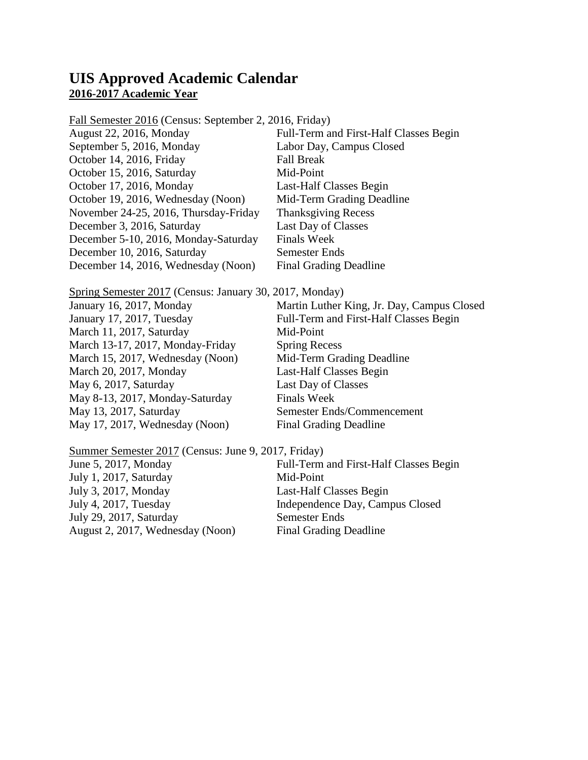# UIS Approved Academic Calendar

**2016-2017 Academic Year**

Fall Semester 2016 (Census: September 2, 2016, Friday)

| | |
|---|---|
| August 22, 2016, Monday | Full-Term and First-Half Classes Begin |
| September 5, 2016, Monday | Labor Day, Campus Closed |
| October 14, 2016, Friday | Fall Break |
| October 15, 2016, Saturday | Mid-Point |
| October 17, 2016, Monday | Last-Half Classes Begin |
| October 19, 2016, Wednesday (Noon) | Mid-Term Grading Deadline |
| November 24-25, 2016, Thursday-Friday | Thanksgiving Recess |
| December 3, 2016, Saturday | Last Day of Classes |
| December 5-10, 2016, Monday-Saturday | Finals Week |
| December 10, 2016, Saturday | Semester Ends |
| December 14, 2016, Wednesday (Noon) | Final Grading Deadline |

Spring Semester 2017 (Census: January 30, 2017, Monday)

| | |
|---|---|
| January 16, 2017, Monday | Martin Luther King, Jr. Day, Campus Closed |
| January 17, 2017, Tuesday | Full-Term and First-Half Classes Begin |
| March 11, 2017, Saturday | Mid-Point |
| March 13-17, 2017, Monday-Friday | Spring Recess |
| March 15, 2017, Wednesday (Noon) | Mid-Term Grading Deadline |
| March 20, 2017, Monday | Last-Half Classes Begin |
| May 6, 2017, Saturday | Last Day of Classes |
| May 8-13, 2017, Monday-Saturday | Finals Week |
| May 13, 2017, Saturday | Semester Ends/Commencement |
| May 17, 2017, Wednesday (Noon) | Final Grading Deadline |

Summer Semester 2017 (Census: June 9, 2017, Friday)

| | |
|---|---|
| June 5, 2017, Monday | Full-Term and First-Half Classes Begin |
| July 1, 2017, Saturday | Mid-Point |
| July 3, 2017, Monday | Last-Half Classes Begin |
| July 4, 2017, Tuesday | Independence Day, Campus Closed |
| July 29, 2017, Saturday | Semester Ends |
| August 2, 2017, Wednesday (Noon) | Final Grading Deadline |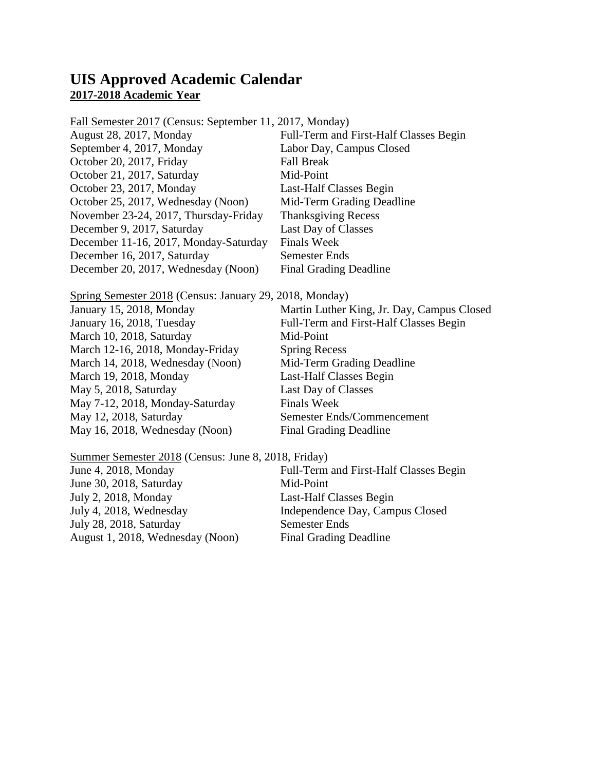# UIS Approved Academic Calendar

**2017-2018 Academic Year**

Fall Semester 2017 (Census: September 11, 2017, Monday)

| | |
|---|---|
| August 28, 2017, Monday | Full-Term and First-Half Classes Begin |
| September 4, 2017, Monday | Labor Day, Campus Closed |
| October 20, 2017, Friday | Fall Break |
| October 21, 2017, Saturday | Mid-Point |
| October 23, 2017, Monday | Last-Half Classes Begin |
| October 25, 2017, Wednesday (Noon) | Mid-Term Grading Deadline |
| November 23-24, 2017, Thursday-Friday | Thanksgiving Recess |
| December 9, 2017, Saturday | Last Day of Classes |
| December 11-16, 2017, Monday-Saturday | Finals Week |
| December 16, 2017, Saturday | Semester Ends |
| December 20, 2017, Wednesday (Noon) | Final Grading Deadline |

Spring Semester 2018 (Census: January 29, 2018, Monday)

| | |
|---|---|
| January 15, 2018, Monday | Martin Luther King, Jr. Day, Campus Closed |
| January 16, 2018, Tuesday | Full-Term and First-Half Classes Begin |
| March 10, 2018, Saturday | Mid-Point |
| March 12-16, 2018, Monday-Friday | Spring Recess |
| March 14, 2018, Wednesday (Noon) | Mid-Term Grading Deadline |
| March 19, 2018, Monday | Last-Half Classes Begin |
| May 5, 2018, Saturday | Last Day of Classes |
| May 7-12, 2018, Monday-Saturday | Finals Week |
| May 12, 2018, Saturday | Semester Ends/Commencement |
| May 16, 2018, Wednesday (Noon) | Final Grading Deadline |

Summer Semester 2018 (Census: June 8, 2018, Friday)

| | |
|---|---|
| June 4, 2018, Monday | Full-Term and First-Half Classes Begin |
| June 30, 2018, Saturday | Mid-Point |
| July 2, 2018, Monday | Last-Half Classes Begin |
| July 4, 2018, Wednesday | Independence Day, Campus Closed |
| July 28, 2018, Saturday | Semester Ends |
| August 1, 2018, Wednesday (Noon) | Final Grading Deadline |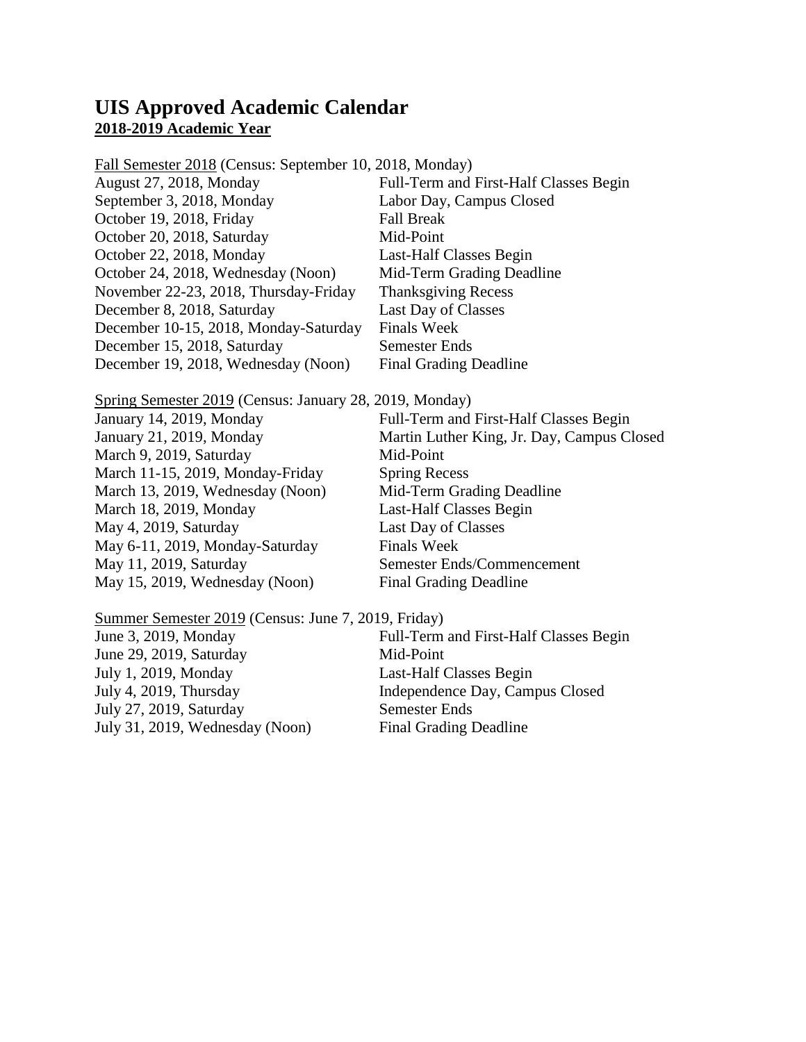## UIS Approved Academic Calendar
**2018-2019 Academic Year**

Fall Semester 2018 (Census: September 10, 2018, Monday)

| | |
|---|---|
| August 27, 2018, Monday | Full-Term and First-Half Classes Begin |
| September 3, 2018, Monday | Labor Day, Campus Closed |
| October 19, 2018, Friday | Fall Break |
| October 20, 2018, Saturday | Mid-Point |
| October 22, 2018, Monday | Last-Half Classes Begin |
| October 24, 2018, Wednesday (Noon) | Mid-Term Grading Deadline |
| November 22-23, 2018, Thursday-Friday | Thanksgiving Recess |
| December 8, 2018, Saturday | Last Day of Classes |
| December 10-15, 2018, Monday-Saturday | Finals Week |
| December 15, 2018, Saturday | Semester Ends |
| December 19, 2018, Wednesday (Noon) | Final Grading Deadline |

Spring Semester 2019 (Census: January 28, 2019, Monday)

| | |
|---|---|
| January 14, 2019, Monday | Full-Term and First-Half Classes Begin |
| January 21, 2019, Monday | Martin Luther King, Jr. Day, Campus Closed |
| March 9, 2019, Saturday | Mid-Point |
| March 11-15, 2019, Monday-Friday | Spring Recess |
| March 13, 2019, Wednesday (Noon) | Mid-Term Grading Deadline |
| March 18, 2019, Monday | Last-Half Classes Begin |
| May 4, 2019, Saturday | Last Day of Classes |
| May 6-11, 2019, Monday-Saturday | Finals Week |
| May 11, 2019, Saturday | Semester Ends/Commencement |
| May 15, 2019, Wednesday (Noon) | Final Grading Deadline |

Summer Semester 2019 (Census: June 7, 2019, Friday)

| | |
|---|---|
| June 3, 2019, Monday | Full-Term and First-Half Classes Begin |
| June 29, 2019, Saturday | Mid-Point |
| July 1, 2019, Monday | Last-Half Classes Begin |
| July 4, 2019, Thursday | Independence Day, Campus Closed |
| July 27, 2019, Saturday | Semester Ends |
| July 31, 2019, Wednesday (Noon) | Final Grading Deadline |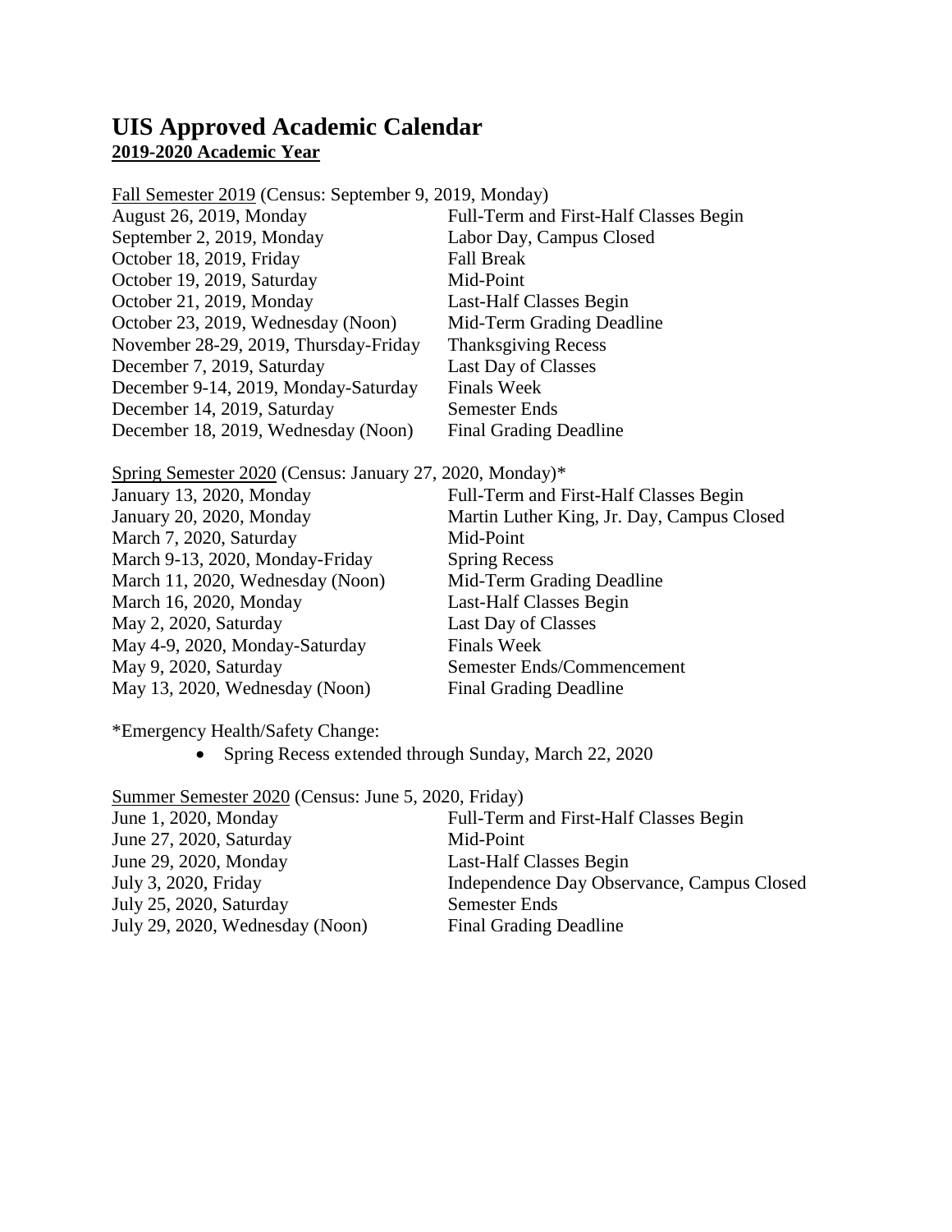# UIS Approved Academic Calendar

**2019-2020 Academic Year**

Fall Semester 2019 (Census: September 9, 2019, Monday)

| | |
|---|---|
| August 26, 2019, Monday | Full-Term and First-Half Classes Begin |
| September 2, 2019, Monday | Labor Day, Campus Closed |
| October 18, 2019, Friday | Fall Break |
| October 19, 2019, Saturday | Mid-Point |
| October 21, 2019, Monday | Last-Half Classes Begin |
| October 23, 2019, Wednesday (Noon) | Mid-Term Grading Deadline |
| November 28-29, 2019, Thursday-Friday | Thanksgiving Recess |
| December 7, 2019, Saturday | Last Day of Classes |
| December 9-14, 2019, Monday-Saturday | Finals Week |
| December 14, 2019, Saturday | Semester Ends |
| December 18, 2019, Wednesday (Noon) | Final Grading Deadline |

Spring Semester 2020 (Census: January 27, 2020, Monday)*

| | |
|---|---|
| January 13, 2020, Monday | Full-Term and First-Half Classes Begin |
| January 20, 2020, Monday | Martin Luther King, Jr. Day, Campus Closed |
| March 7, 2020, Saturday | Mid-Point |
| March 9-13, 2020, Monday-Friday | Spring Recess |
| March 11, 2020, Wednesday (Noon) | Mid-Term Grading Deadline |
| March 16, 2020, Monday | Last-Half Classes Begin |
| May 2, 2020, Saturday | Last Day of Classes |
| May 4-9, 2020, Monday-Saturday | Finals Week |
| May 9, 2020, Saturday | Semester Ends/Commencement |
| May 13, 2020, Wednesday (Noon) | Final Grading Deadline |

*Emergency Health/Safety Change:

- Spring Recess extended through Sunday, March 22, 2020

Summer Semester 2020 (Census: June 5, 2020, Friday)

| | |
|---|---|
| June 1, 2020, Monday | Full-Term and First-Half Classes Begin |
| June 27, 2020, Saturday | Mid-Point |
| June 29, 2020, Monday | Last-Half Classes Begin |
| July 3, 2020, Friday | Independence Day Observance, Campus Closed |
| July 25, 2020, Saturday | Semester Ends |
| July 29, 2020, Wednesday (Noon) | Final Grading Deadline |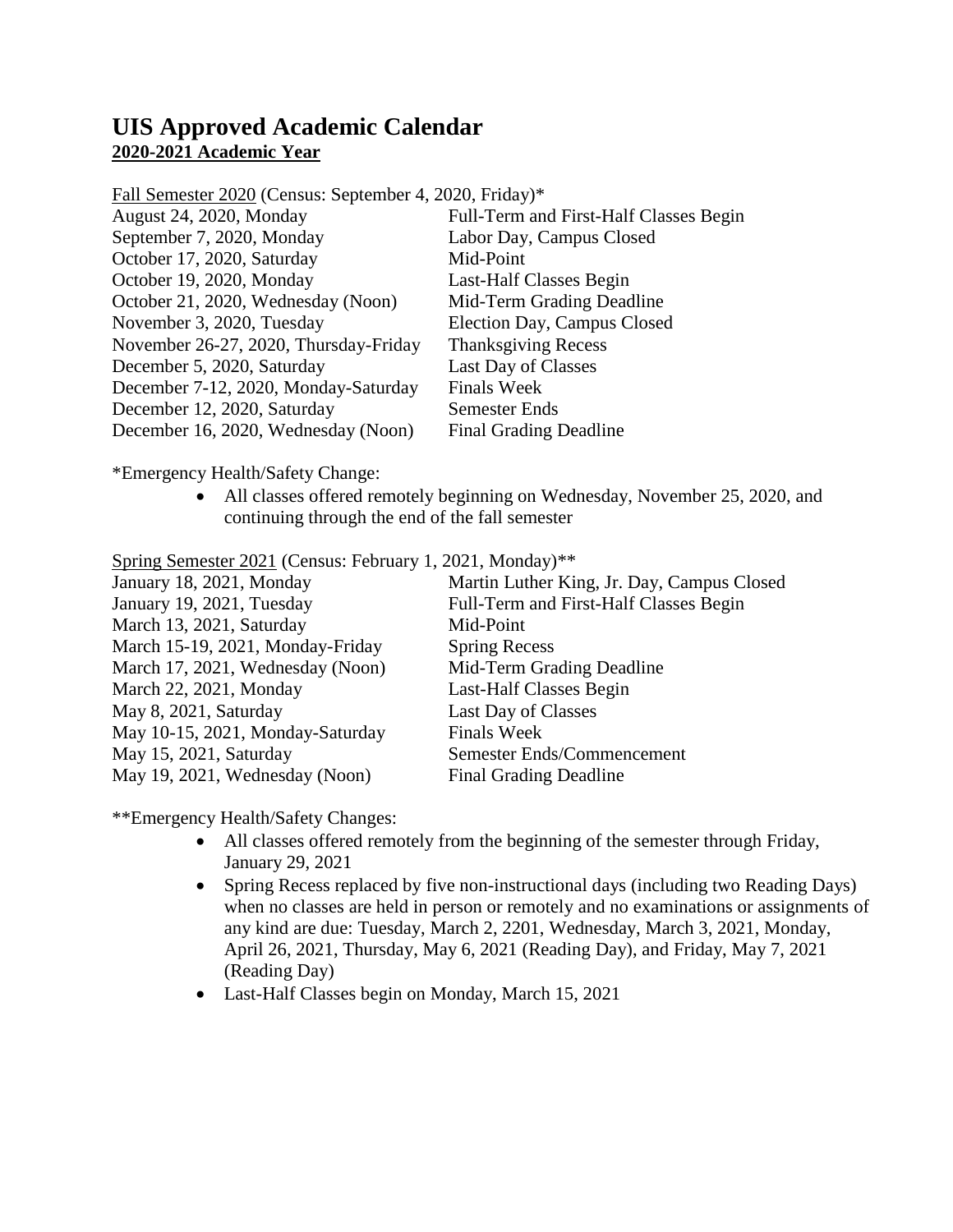# UIS Approved Academic Calendar

**<u>2020-2021 Academic Year</u>**

<u>Fall Semester 2020</u> (Census: September 4, 2020, Friday)*

| | |
|---|---|
| August 24, 2020, Monday | Full-Term and First-Half Classes Begin |
| September 7, 2020, Monday | Labor Day, Campus Closed |
| October 17, 2020, Saturday | Mid-Point |
| October 19, 2020, Monday | Last-Half Classes Begin |
| October 21, 2020, Wednesday (Noon) | Mid-Term Grading Deadline |
| November 3, 2020, Tuesday | Election Day, Campus Closed |
| November 26-27, 2020, Thursday-Friday | Thanksgiving Recess |
| December 5, 2020, Saturday | Last Day of Classes |
| December 7-12, 2020, Monday-Saturday | Finals Week |
| December 12, 2020, Saturday | Semester Ends |
| December 16, 2020, Wednesday (Noon) | Final Grading Deadline |

*Emergency Health/Safety Change:

- All classes offered remotely beginning on Wednesday, November 25, 2020, and continuing through the end of the fall semester

<u>Spring Semester 2021</u> (Census: February 1, 2021, Monday)**

| | |
|---|---|
| January 18, 2021, Monday | Martin Luther King, Jr. Day, Campus Closed |
| January 19, 2021, Tuesday | Full-Term and First-Half Classes Begin |
| March 13, 2021, Saturday | Mid-Point |
| March 15-19, 2021, Monday-Friday | Spring Recess |
| March 17, 2021, Wednesday (Noon) | Mid-Term Grading Deadline |
| March 22, 2021, Monday | Last-Half Classes Begin |
| May 8, 2021, Saturday | Last Day of Classes |
| May 10-15, 2021, Monday-Saturday | Finals Week |
| May 15, 2021, Saturday | Semester Ends/Commencement |
| May 19, 2021, Wednesday (Noon) | Final Grading Deadline |

**Emergency Health/Safety Changes:

- All classes offered remotely from the beginning of the semester through Friday, January 29, 2021
- Spring Recess replaced by five non-instructional days (including two Reading Days) when no classes are held in person or remotely and no examinations or assignments of any kind are due: Tuesday, March 2, 2201, Wednesday, March 3, 2021, Monday, April 26, 2021, Thursday, May 6, 2021 (Reading Day), and Friday, May 7, 2021 (Reading Day)
- Last-Half Classes begin on Monday, March 15, 2021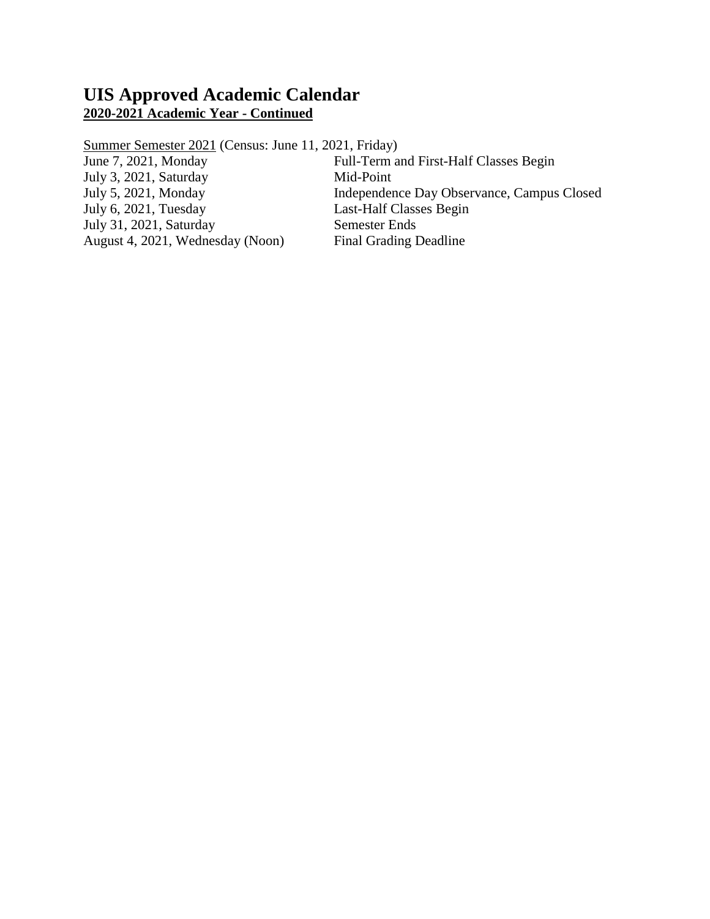# UIS Approved Academic Calendar

**2020-2021 Academic Year - Continued**

Summer Semester 2021 (Census: June 11, 2021, Friday)

| | |
|---|---|
| June 7, 2021, Monday | Full-Term and First-Half Classes Begin |
| July 3, 2021, Saturday | Mid-Point |
| July 5, 2021, Monday | Independence Day Observance, Campus Closed |
| July 6, 2021, Tuesday | Last-Half Classes Begin |
| July 31, 2021, Saturday | Semester Ends |
| August 4, 2021, Wednesday (Noon) | Final Grading Deadline |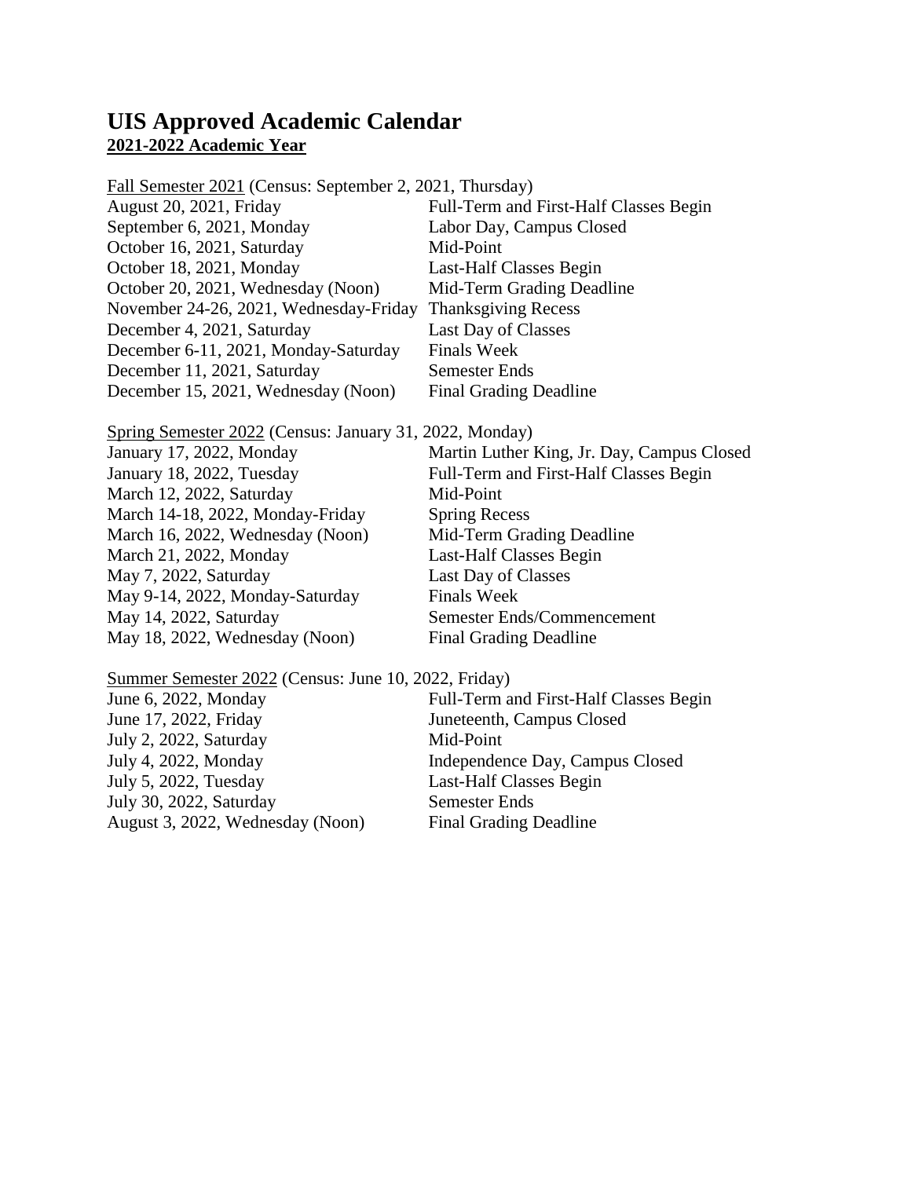# UIS Approved Academic Calendar

**2021-2022 Academic Year**

Fall Semester 2021 (Census: September 2, 2021, Thursday)

| | |
|---|---|
| August 20, 2021, Friday | Full-Term and First-Half Classes Begin |
| September 6, 2021, Monday | Labor Day, Campus Closed |
| October 16, 2021, Saturday | Mid-Point |
| October 18, 2021, Monday | Last-Half Classes Begin |
| October 20, 2021, Wednesday (Noon) | Mid-Term Grading Deadline |
| November 24-26, 2021, Wednesday-Friday | Thanksgiving Recess |
| December 4, 2021, Saturday | Last Day of Classes |
| December 6-11, 2021, Monday-Saturday | Finals Week |
| December 11, 2021, Saturday | Semester Ends |
| December 15, 2021, Wednesday (Noon) | Final Grading Deadline |

Spring Semester 2022 (Census: January 31, 2022, Monday)

| | |
|---|---|
| January 17, 2022, Monday | Martin Luther King, Jr. Day, Campus Closed |
| January 18, 2022, Tuesday | Full-Term and First-Half Classes Begin |
| March 12, 2022, Saturday | Mid-Point |
| March 14-18, 2022, Monday-Friday | Spring Recess |
| March 16, 2022, Wednesday (Noon) | Mid-Term Grading Deadline |
| March 21, 2022, Monday | Last-Half Classes Begin |
| May 7, 2022, Saturday | Last Day of Classes |
| May 9-14, 2022, Monday-Saturday | Finals Week |
| May 14, 2022, Saturday | Semester Ends/Commencement |
| May 18, 2022, Wednesday (Noon) | Final Grading Deadline |

Summer Semester 2022 (Census: June 10, 2022, Friday)

| | |
|---|---|
| June 6, 2022, Monday | Full-Term and First-Half Classes Begin |
| June 17, 2022, Friday | Juneteenth, Campus Closed |
| July 2, 2022, Saturday | Mid-Point |
| July 4, 2022, Monday | Independence Day, Campus Closed |
| July 5, 2022, Tuesday | Last-Half Classes Begin |
| July 30, 2022, Saturday | Semester Ends |
| August 3, 2022, Wednesday (Noon) | Final Grading Deadline |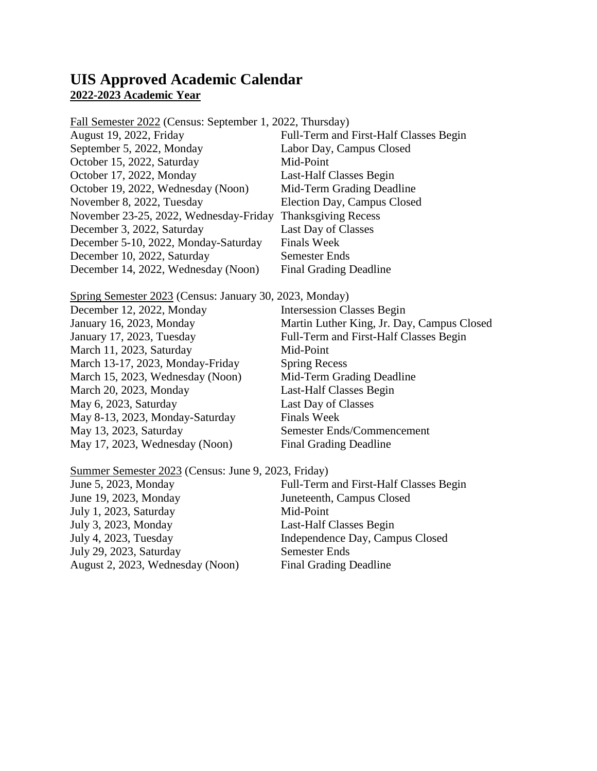# UIS Approved Academic Calendar

**2022-2023 Academic Year**

Fall Semester 2022 (Census: September 1, 2022, Thursday)

| Date | Event |
|---|---|
| August 19, 2022, Friday | Full-Term and First-Half Classes Begin |
| September 5, 2022, Monday | Labor Day, Campus Closed |
| October 15, 2022, Saturday | Mid-Point |
| October 17, 2022, Monday | Last-Half Classes Begin |
| October 19, 2022, Wednesday (Noon) | Mid-Term Grading Deadline |
| November 8, 2022, Tuesday | Election Day, Campus Closed |
| November 23-25, 2022, Wednesday-Friday | Thanksgiving Recess |
| December 3, 2022, Saturday | Last Day of Classes |
| December 5-10, 2022, Monday-Saturday | Finals Week |
| December 10, 2022, Saturday | Semester Ends |
| December 14, 2022, Wednesday (Noon) | Final Grading Deadline |

Spring Semester 2023 (Census: January 30, 2023, Monday)

| Date | Event |
|---|---|
| December 12, 2022, Monday | Intersession Classes Begin |
| January 16, 2023, Monday | Martin Luther King, Jr. Day, Campus Closed |
| January 17, 2023, Tuesday | Full-Term and First-Half Classes Begin |
| March 11, 2023, Saturday | Mid-Point |
| March 13-17, 2023, Monday-Friday | Spring Recess |
| March 15, 2023, Wednesday (Noon) | Mid-Term Grading Deadline |
| March 20, 2023, Monday | Last-Half Classes Begin |
| May 6, 2023, Saturday | Last Day of Classes |
| May 8-13, 2023, Monday-Saturday | Finals Week |
| May 13, 2023, Saturday | Semester Ends/Commencement |
| May 17, 2023, Wednesday (Noon) | Final Grading Deadline |

Summer Semester 2023 (Census: June 9, 2023, Friday)

| Date | Event |
|---|---|
| June 5, 2023, Monday | Full-Term and First-Half Classes Begin |
| June 19, 2023, Monday | Juneteenth, Campus Closed |
| July 1, 2023, Saturday | Mid-Point |
| July 3, 2023, Monday | Last-Half Classes Begin |
| July 4, 2023, Tuesday | Independence Day, Campus Closed |
| July 29, 2023, Saturday | Semester Ends |
| August 2, 2023, Wednesday (Noon) | Final Grading Deadline |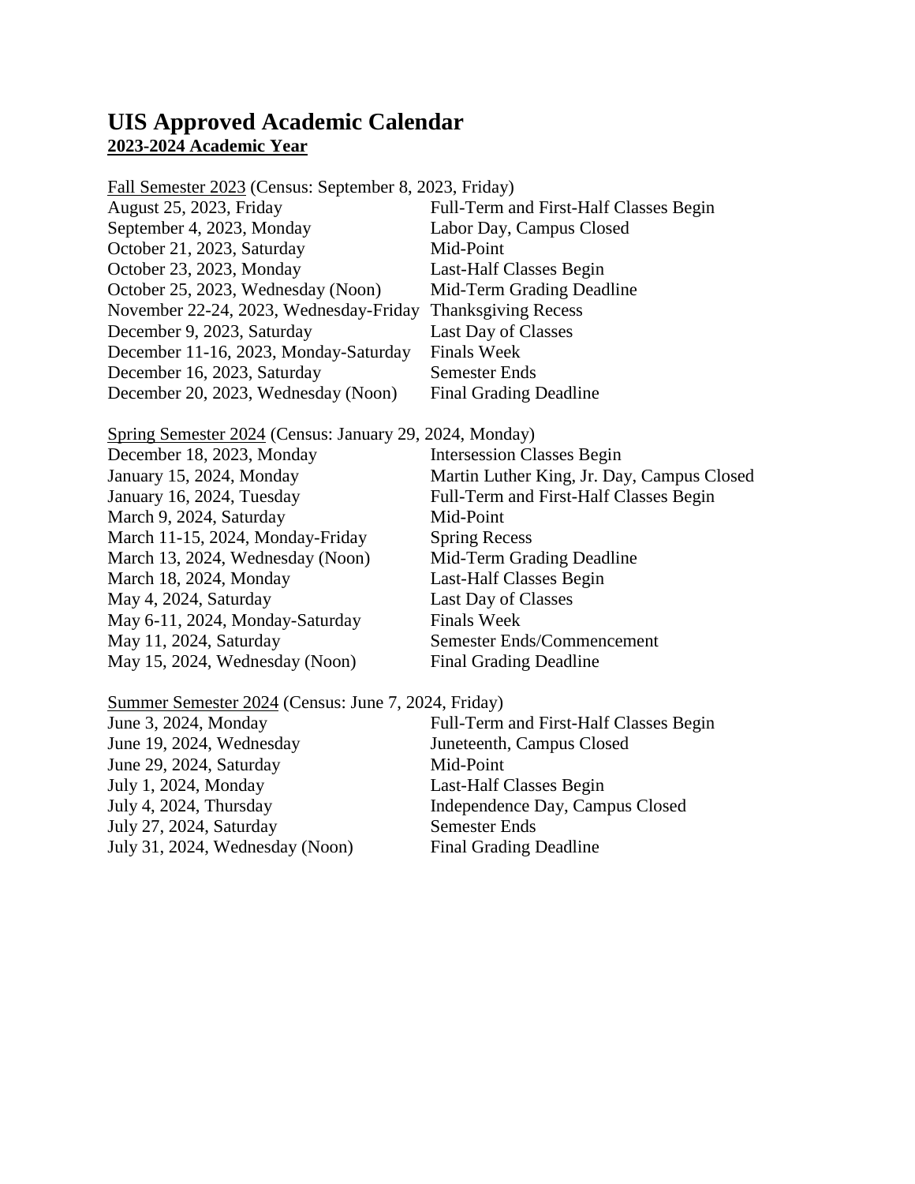# UIS Approved Academic Calendar

**2023-2024 Academic Year**

Fall Semester 2023 (Census: September 8, 2023, Friday)

| | |
|---|---|
| August 25, 2023, Friday | Full-Term and First-Half Classes Begin |
| September 4, 2023, Monday | Labor Day, Campus Closed |
| October 21, 2023, Saturday | Mid-Point |
| October 23, 2023, Monday | Last-Half Classes Begin |
| October 25, 2023, Wednesday (Noon) | Mid-Term Grading Deadline |
| November 22-24, 2023, Wednesday-Friday | Thanksgiving Recess |
| December 9, 2023, Saturday | Last Day of Classes |
| December 11-16, 2023, Monday-Saturday | Finals Week |
| December 16, 2023, Saturday | Semester Ends |
| December 20, 2023, Wednesday (Noon) | Final Grading Deadline |

Spring Semester 2024 (Census: January 29, 2024, Monday)

| | |
|---|---|
| December 18, 2023, Monday | Intersession Classes Begin |
| January 15, 2024, Monday | Martin Luther King, Jr. Day, Campus Closed |
| January 16, 2024, Tuesday | Full-Term and First-Half Classes Begin |
| March 9, 2024, Saturday | Mid-Point |
| March 11-15, 2024, Monday-Friday | Spring Recess |
| March 13, 2024, Wednesday (Noon) | Mid-Term Grading Deadline |
| March 18, 2024, Monday | Last-Half Classes Begin |
| May 4, 2024, Saturday | Last Day of Classes |
| May 6-11, 2024, Monday-Saturday | Finals Week |
| May 11, 2024, Saturday | Semester Ends/Commencement |
| May 15, 2024, Wednesday (Noon) | Final Grading Deadline |

Summer Semester 2024 (Census: June 7, 2024, Friday)

| | |
|---|---|
| June 3, 2024, Monday | Full-Term and First-Half Classes Begin |
| June 19, 2024, Wednesday | Juneteenth, Campus Closed |
| June 29, 2024, Saturday | Mid-Point |
| July 1, 2024, Monday | Last-Half Classes Begin |
| July 4, 2024, Thursday | Independence Day, Campus Closed |
| July 27, 2024, Saturday | Semester Ends |
| July 31, 2024, Wednesday (Noon) | Final Grading Deadline |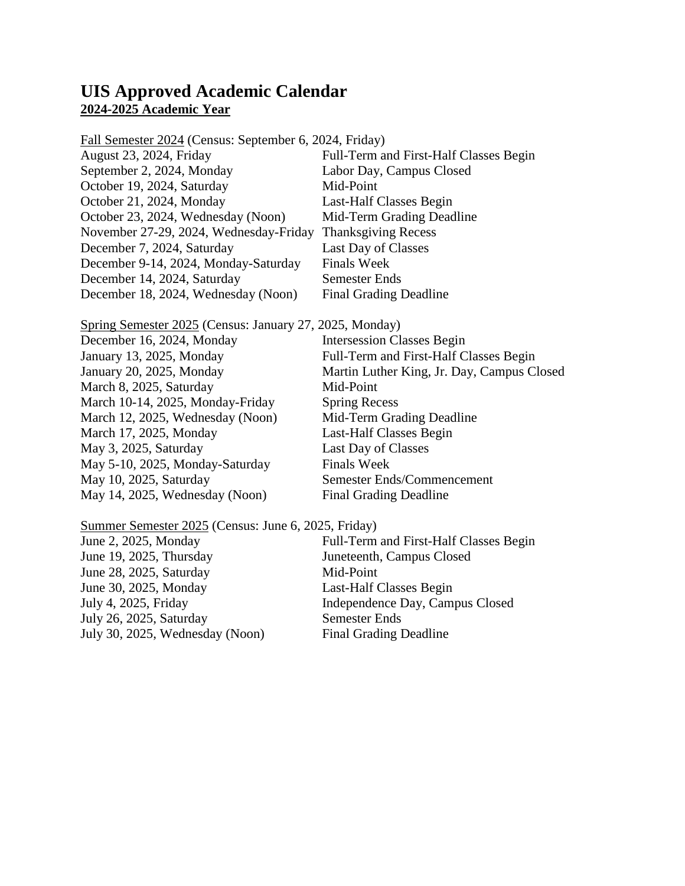# UIS Approved Academic Calendar

**2024-2025 Academic Year**

Fall Semester 2024 (Census: September 6, 2024, Friday)

| | |
|---|---|
| August 23, 2024, Friday | Full-Term and First-Half Classes Begin |
| September 2, 2024, Monday | Labor Day, Campus Closed |
| October 19, 2024, Saturday | Mid-Point |
| October 21, 2024, Monday | Last-Half Classes Begin |
| October 23, 2024, Wednesday (Noon) | Mid-Term Grading Deadline |
| November 27-29, 2024, Wednesday-Friday | Thanksgiving Recess |
| December 7, 2024, Saturday | Last Day of Classes |
| December 9-14, 2024, Monday-Saturday | Finals Week |
| December 14, 2024, Saturday | Semester Ends |
| December 18, 2024, Wednesday (Noon) | Final Grading Deadline |

Spring Semester 2025 (Census: January 27, 2025, Monday)

| | |
|---|---|
| December 16, 2024, Monday | Intersession Classes Begin |
| January 13, 2025, Monday | Full-Term and First-Half Classes Begin |
| January 20, 2025, Monday | Martin Luther King, Jr. Day, Campus Closed |
| March 8, 2025, Saturday | Mid-Point |
| March 10-14, 2025, Monday-Friday | Spring Recess |
| March 12, 2025, Wednesday (Noon) | Mid-Term Grading Deadline |
| March 17, 2025, Monday | Last-Half Classes Begin |
| May 3, 2025, Saturday | Last Day of Classes |
| May 5-10, 2025, Monday-Saturday | Finals Week |
| May 10, 2025, Saturday | Semester Ends/Commencement |
| May 14, 2025, Wednesday (Noon) | Final Grading Deadline |

Summer Semester 2025 (Census: June 6, 2025, Friday)

| | |
|---|---|
| June 2, 2025, Monday | Full-Term and First-Half Classes Begin |
| June 19, 2025, Thursday | Juneteenth, Campus Closed |
| June 28, 2025, Saturday | Mid-Point |
| June 30, 2025, Monday | Last-Half Classes Begin |
| July 4, 2025, Friday | Independence Day, Campus Closed |
| July 26, 2025, Saturday | Semester Ends |
| July 30, 2025, Wednesday (Noon) | Final Grading Deadline |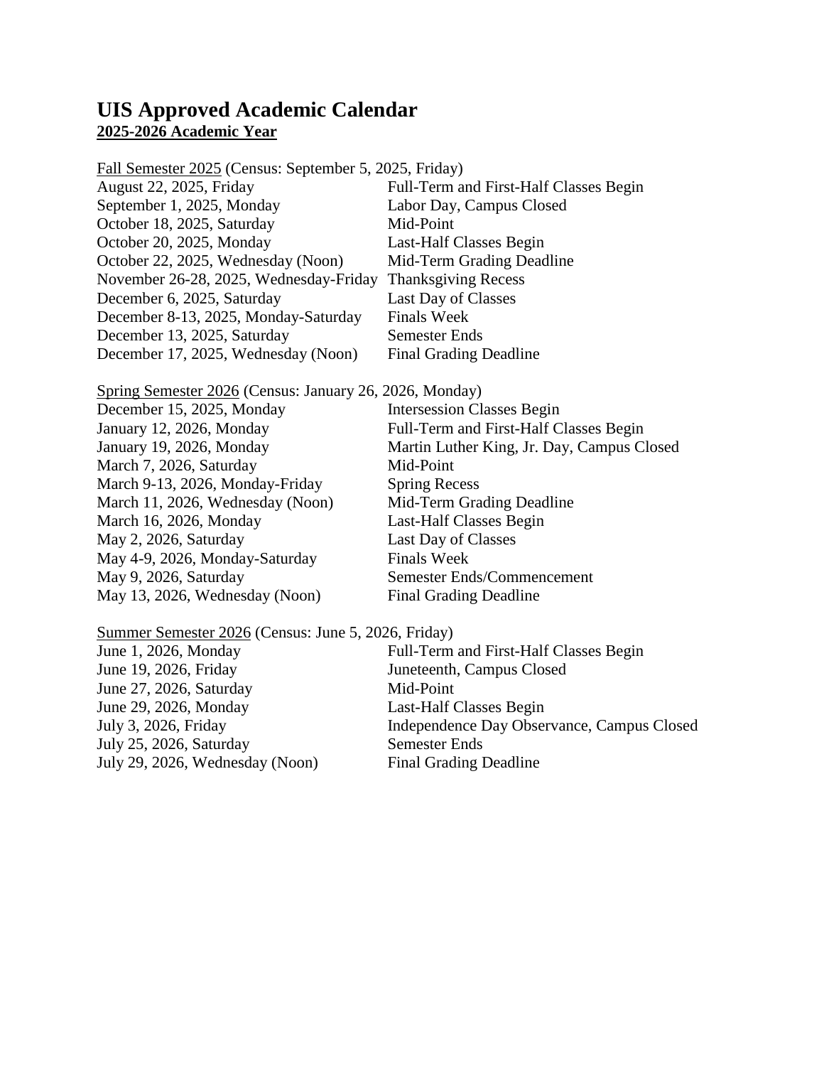# UIS Approved Academic Calendar

**2025-2026 Academic Year**

Fall Semester 2025 (Census: September 5, 2025, Friday)

| | |
|---|---|
| August 22, 2025, Friday | Full-Term and First-Half Classes Begin |
| September 1, 2025, Monday | Labor Day, Campus Closed |
| October 18, 2025, Saturday | Mid-Point |
| October 20, 2025, Monday | Last-Half Classes Begin |
| October 22, 2025, Wednesday (Noon) | Mid-Term Grading Deadline |
| November 26-28, 2025, Wednesday-Friday | Thanksgiving Recess |
| December 6, 2025, Saturday | Last Day of Classes |
| December 8-13, 2025, Monday-Saturday | Finals Week |
| December 13, 2025, Saturday | Semester Ends |
| December 17, 2025, Wednesday (Noon) | Final Grading Deadline |

Spring Semester 2026 (Census: January 26, 2026, Monday)

| | |
|---|---|
| December 15, 2025, Monday | Intersession Classes Begin |
| January 12, 2026, Monday | Full-Term and First-Half Classes Begin |
| January 19, 2026, Monday | Martin Luther King, Jr. Day, Campus Closed |
| March 7, 2026, Saturday | Mid-Point |
| March 9-13, 2026, Monday-Friday | Spring Recess |
| March 11, 2026, Wednesday (Noon) | Mid-Term Grading Deadline |
| March 16, 2026, Monday | Last-Half Classes Begin |
| May 2, 2026, Saturday | Last Day of Classes |
| May 4-9, 2026, Monday-Saturday | Finals Week |
| May 9, 2026, Saturday | Semester Ends/Commencement |
| May 13, 2026, Wednesday (Noon) | Final Grading Deadline |

Summer Semester 2026 (Census: June 5, 2026, Friday)

| | |
|---|---|
| June 1, 2026, Monday | Full-Term and First-Half Classes Begin |
| June 19, 2026, Friday | Juneteenth, Campus Closed |
| June 27, 2026, Saturday | Mid-Point |
| June 29, 2026, Monday | Last-Half Classes Begin |
| July 3, 2026, Friday | Independence Day Observance, Campus Closed |
| July 25, 2026, Saturday | Semester Ends |
| July 29, 2026, Wednesday (Noon) | Final Grading Deadline |